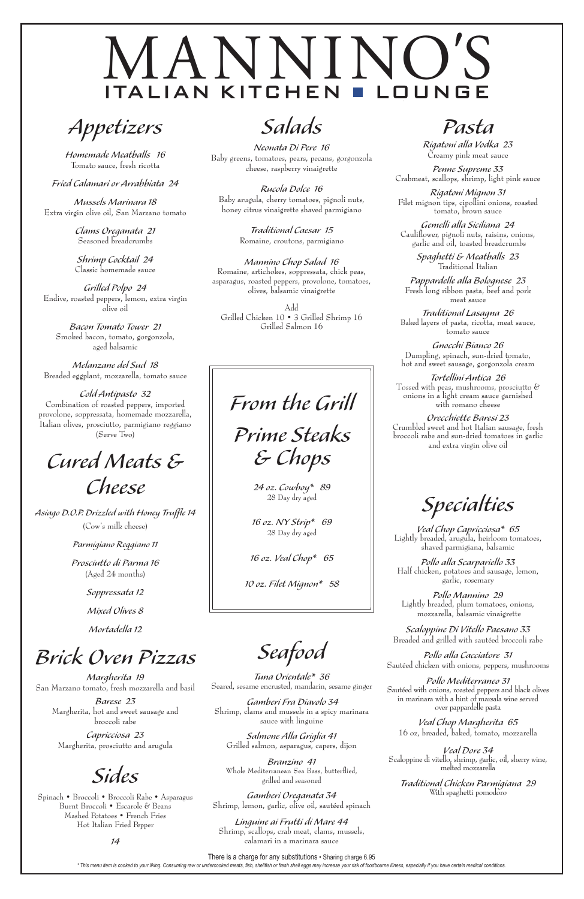# MANNINO'S
## ITALIAN KITCHEN ■ LOUNGE

## Appetizers

**Homemade Meatballs 16**
Tomato sauce, fresh ricotta

**Fried Calamari or Arrabbiata 24**

**Mussels Marinara 18**
Extra virgin olive oil, San Marzano tomato

**Clams Oreganata 21**
Seasoned breadcrumbs

**Shrimp Cocktail 24**
Classic homemade sauce

**Grilled Polpo 24**
Endive, roasted peppers, lemon, extra virgin olive oil

**Bacon Tomato Tower 21**
Smoked bacon, tomato, gorgonzola, aged balsamic

**Melanzane del Sud 18**
Breaded eggplant, mozzarella, tomato sauce

**Cold Antipasto 32**
Combination of roasted peppers, imported provolone, soppressata, homemade mozzarella, Italian olives, prosciutto, parmigiano reggiano (Serve Two)

## Cured Meats & Cheese

**Asiago D.O.P. Drizzled with Honey Truffle 14**
(Cow's milk cheese)

**Parmigiano Reggiano 11**

**Prosciutto di Parma 16**
(Aged 24 months)

**Soppressata 12**

**Mixed Olives 8**

**Mortadella 12**

## Brick Oven Pizzas

**Margherita 19**
San Marzano tomato, fresh mozzarella and basil

**Barese 23**
Margherita, hot and sweet sausage and broccoli rabe

**Capricciosa 23**
Margherita, prosciutto and arugula

## Sides

Spinach • Broccoli • Broccoli Rabe • Asparagus
Burnt Broccoli • Escarole & Beans
Mashed Potatoes • French Fries
Hot Italian Fried Pepper

14

## Salads

**Neonata Di Pere 16**
Baby greens, tomatoes, pears, pecans, gorgonzola cheese, raspberry vinaigrette

**Rucola Dolce 16**
Baby arugula, cherry tomatoes, pignoli nuts, honey citrus vinaigrette shaved parmigiano

**Traditional Caesar 15**
Romaine, croutons, parmigiano

**Mannino Chop Salad 16**
Romaine, artichokes, soppressata, chick peas, asparagus, roasted peppers, provolone, tomatoes, olives, balsamic vinaigrette

Add
Grilled Chicken 10 • 3 Grilled Shrimp 16
Grilled Salmon 16

## From the Grill
## Prime Steaks & Chops

**24 oz. Cowboy\* 89**
28 Day dry aged

**16 oz. NY Strip\* 69**
28 Day dry aged

**16 oz. Veal Chop\* 65**

**10 oz. Filet Mignon\* 58**

## Seafood

**Tuna Orientale\* 36**
Seared, sesame encrusted, mandarin, sesame ginger

**Gamberi Fra Diavolo 34**
Shrimp, clams and mussels in a spicy marinara sauce with linguine

**Salmone Alla Griglia 41**
Grilled salmon, asparagus, capers, dijon

**Branzino 41**
Whole Mediterranean Sea Bass, butterflied, grilled and seasoned

**Gamberi Oreganata 34**
Shrimp, lemon, garlic, olive oil, sautéed spinach

**Linguine ai Frutti di Mare 44**
Shrimp, scallops, crab meat, clams, mussels, calamari in a marinara sauce

## Pasta

**Rigatoni alla Vodka 23**
Creamy pink meat sauce

**Penne Supreme 33**
Crabmeat, scallops, shrimp, light pink sauce

**Rigatoni Mignon 31**
Filet mignon tips, cipollini onions, roasted tomato, brown sauce

**Gemelli alla Siciliana 24**
Cauliflower, pignoli nuts, raisins, onions, garlic and oil, toasted breadcrumbs

**Spaghetti & Meatballs 23**
Traditional Italian

**Pappardelle alla Bolognese 23**
Fresh long ribbon pasta, beef and pork meat sauce

**Traditional Lasagna 26**
Baked layers of pasta, ricotta, meat sauce, tomato sauce

**Gnocchi Bianco 26**
Dumpling, spinach, sun-dried tomato, hot and sweet sausage, gorgonzola cream

**Tortellini Antica 26**
Tossed with peas, mushrooms, prosciutto & onions in a light cream sauce garnished with romano cheese

**Orecchiette Baresi 23**
Crumbled sweet and hot Italian sausage, fresh broccoli rabe and sun-dried tomatoes in garlic and extra virgin olive oil

## Specialties

**Veal Chop Capricciosa\* 65**
Lightly breaded, arugula, heirloom tomatoes, shaved parmigiana, balsamic

**Pollo alla Scarpariello 33**
Half chicken, potatoes and sausage, lemon, garlic, rosemary

**Pollo Mannino 29**
Lightly breaded, plum tomatoes, onions, mozzarella, balsamic vinaigrette

**Scaloppine Di Vitello Paesano 33**
Breaded and grilled with sautéed broccoli rabe

**Pollo alla Cacciatore 31**
Sautéed chicken with onions, peppers, mushrooms

**Pollo Mediterraneo 31**
Sautéed with onions, roasted peppers and black olives in marinara with a hint of marsala wine served over pappardelle pasta

**Veal Chop Margherita 65**
16 oz, breaded, baked, tomato, mozzarella

**Veal Dore 34**
Scaloppine di vitello, shrimp, garlic, oil, sherry wine, melted mozzarella

**Traditional Chicken Parmigiana 29**
With spaghetti pomodoro

There is a charge for any substitutions • Sharing charge 6.95

\* This menu item is cooked to your liking. Consuming raw or undercooked meats, fish, shellfish or fresh shell eggs may increase your risk of foodbourne illness, especially if you have certain medical conditions.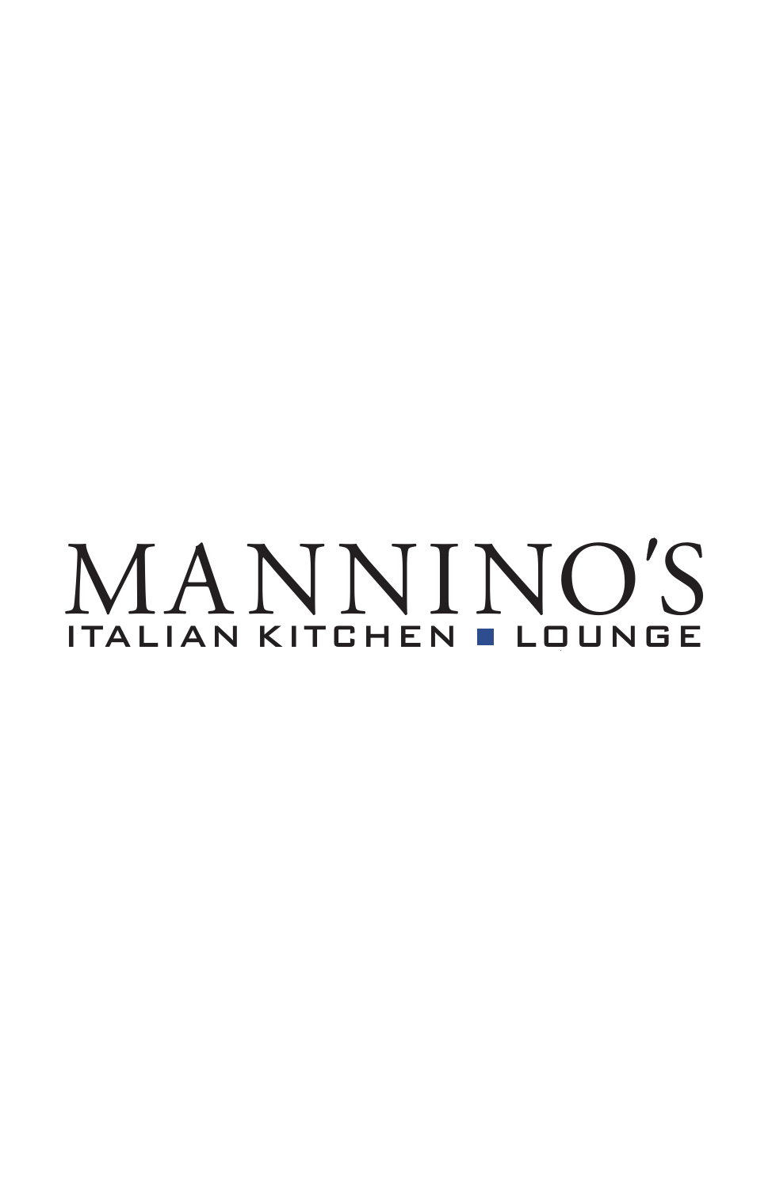# MANNINO'S

ITALIAN KITCHEN ■ LOUNGE